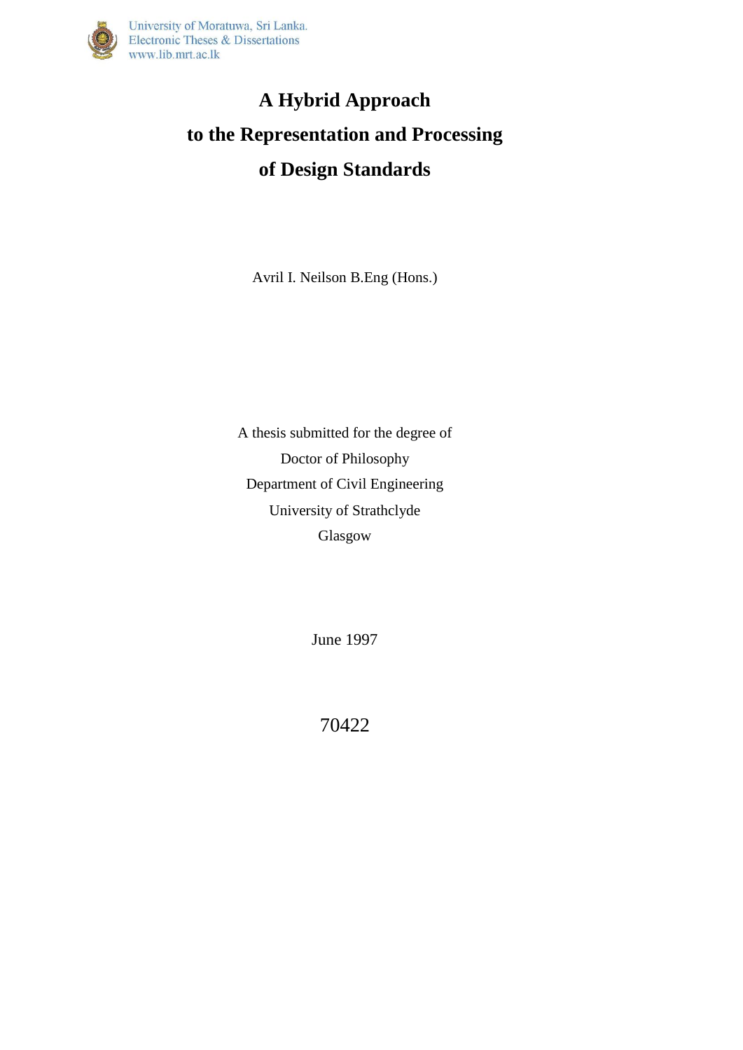# A Hybrid Approach to the Representation and Processing of Design Standards

Avril I. Neilson B.Eng (Hons.)

A thesis submitted for the degree of
Doctor of Philosophy
Department of Civil Engineering
University of Strathclyde
Glasgow

June 1997

70422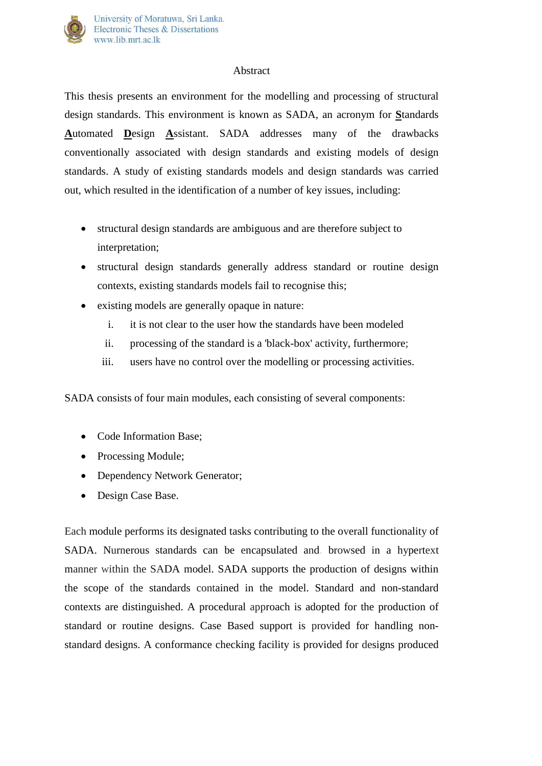Abstract

This thesis presents an environment for the modelling and processing of structural design standards. This environment is known as SADA, an acronym for **S**tandards **A**utomated **D**esign **A**ssistant. SADA addresses many of the drawbacks conventionally associated with design standards and existing models of design standards. A study of existing standards models and design standards was carried out, which resulted in the identification of a number of key issues, including:

- structural design standards are ambiguous and are therefore subject to interpretation;
- structural design standards generally address standard or routine design contexts, existing standards models fail to recognise this;
- existing models are generally opaque in nature:
    1. it is not clear to the user how the standards have been modeled
    2. processing of the standard is a 'black-box' activity, furthermore;
    3. users have no control over the modelling or processing activities.

SADA consists of four main modules, each consisting of several components:

- Code Information Base;
- Processing Module;
- Dependency Network Generator;
- Design Case Base.

Each module performs its designated tasks contributing to the overall functionality of SADA. Nurnerous standards can be encapsulated and browsed in a hypertext manner within the SADA model. SADA supports the production of designs within the scope of the standards contained in the model. Standard and non-standard contexts are distinguished. A procedural approach is adopted for the production of standard or routine designs. Case Based support is provided for handling non-standard designs. A conformance checking facility is provided for designs produced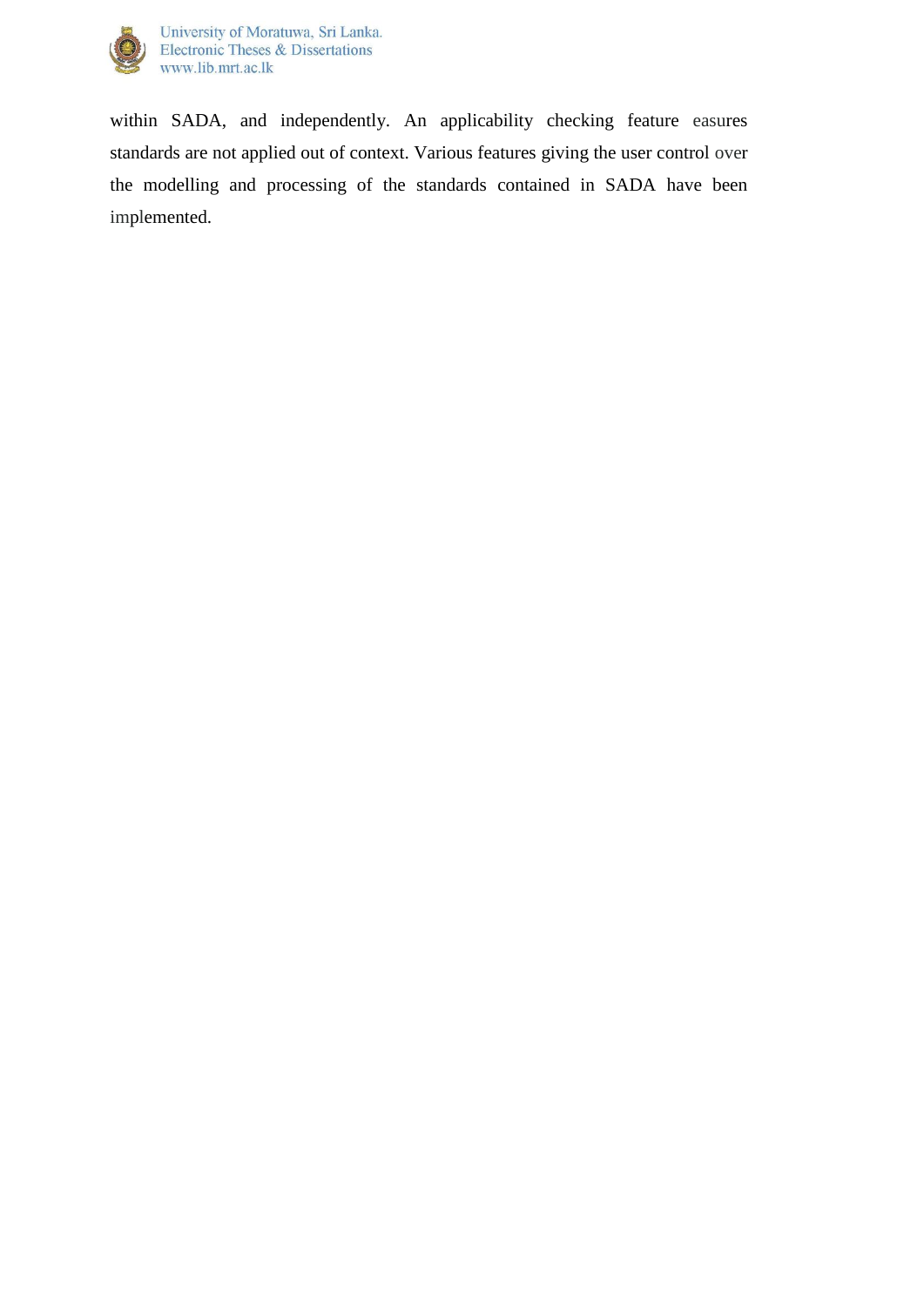within SADA, and independently. An applicability checking feature easures standards are not applied out of context. Various features giving the user control over the modelling and processing of the standards contained in SADA have been implemented.